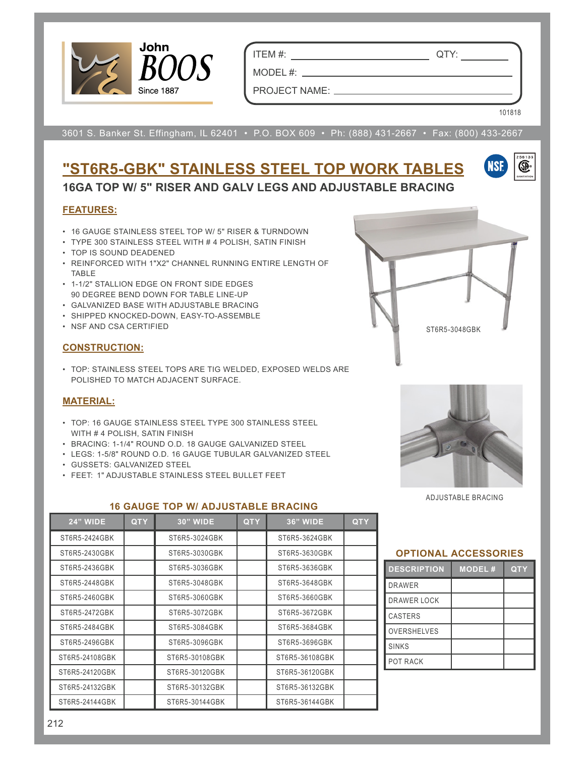John BOOS Since 1887

ITEM #: ______________ QTY: ________

MODEL #: ______________

PROJECT NAME: ______________

101818

3601 S. Banker St. Effingham, IL 62401 • P.O. BOX 609 • Ph: (888) 431-2667 • Fax: (800) 433-2667

# "ST6R5-GBK" STAINLESS STEEL TOP WORK TABLES

## 16GA TOP W/ 5" RISER AND GALV LEGS AND ADJUSTABLE BRACING

### FEATURES:

- 16 GAUGE STAINLESS STEEL TOP W/ 5" RISER & TURNDOWN
- TYPE 300 STAINLESS STEEL WITH # 4 POLISH, SATIN FINISH
- TOP IS SOUND DEADENED
- REINFORCED WITH 1"X2" CHANNEL RUNNING ENTIRE LENGTH OF TABLE
- 1-1/2" STALLION EDGE ON FRONT SIDE EDGES 90 DEGREE BEND DOWN FOR TABLE LINE-UP
- GALVANIZED BASE WITH ADJUSTABLE BRACING
- SHIPPED KNOCKED-DOWN, EASY-TO-ASSEMBLE
- NSF AND CSA CERTIFIED

ST6R5-3048GBK

### CONSTRUCTION:

- TOP: STAINLESS STEEL TOPS ARE TIG WELDED, EXPOSED WELDS ARE POLISHED TO MATCH ADJACENT SURFACE.

### MATERIAL:

- TOP: 16 GAUGE STAINLESS STEEL TYPE 300 STAINLESS STEEL WITH # 4 POLISH, SATIN FINISH
- BRACING: 1-1/4" ROUND O.D. 18 GAUGE GALVANIZED STEEL
- LEGS: 1-5/8" ROUND O.D. 16 GAUGE TUBULAR GALVANIZED STEEL
- GUSSETS: GALVANIZED STEEL
- FEET: 1" ADJUSTABLE STAINLESS STEEL BULLET FEET

ADJUSTABLE BRACING

### 16 GAUGE TOP W/ ADJUSTABLE BRACING

| 24" WIDE | QTY | 30" WIDE | QTY | 36" WIDE | QTY |
|---|---|---|---|---|---|
| ST6R5-2424GBK | | ST6R5-3024GBK | | ST6R5-3624GBK | |
| ST6R5-2430GBK | | ST6R5-3030GBK | | ST6R5-3630GBK | |
| ST6R5-2436GBK | | ST6R5-3036GBK | | ST6R5-3636GBK | |
| ST6R5-2448GBK | | ST6R5-3048GBK | | ST6R5-3648GBK | |
| ST6R5-2460GBK | | ST6R5-3060GBK | | ST6R5-3660GBK | |
| ST6R5-2472GBK | | ST6R5-3072GBK | | ST6R5-3672GBK | |
| ST6R5-2484GBK | | ST6R5-3084GBK | | ST6R5-3684GBK | |
| ST6R5-2496GBK | | ST6R5-3096GBK | | ST6R5-3696GBK | |
| ST6R5-24108GBK | | ST6R5-30108GBK | | ST6R5-36108GBK | |
| ST6R5-24120GBK | | ST6R5-30120GBK | | ST6R5-36120GBK | |
| ST6R5-24132GBK | | ST6R5-30132GBK | | ST6R5-36132GBK | |
| ST6R5-24144GBK | | ST6R5-30144GBK | | ST6R5-36144GBK | |

### OPTIONAL ACCESSORIES

| DESCRIPTION | MODEL # | QTY |
|---|---|---|
| DRAWER | | |
| DRAWER LOCK | | |
| CASTERS | | |
| OVERSHELVES | | |
| SINKS | | |
| POT RACK | | |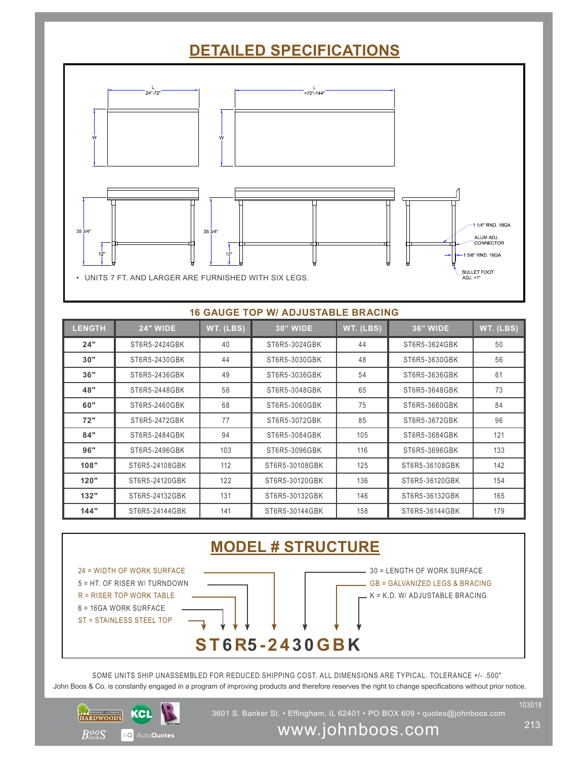# DETAILED SPECIFICATIONS

L
24"-72"

L
>72"-144"

W

W

35 3/4"

12"

35 3/4"

12"

1 1/4" RND. 18GA

ALUM ADJ. CONNECTOR

1 5/8" RND. 16GA

BULLET FOOT ADJ. +1"

- UNITS 7 FT. AND LARGER ARE FURNISHED WITH SIX LEGS.

## 16 GAUGE TOP W/ ADJUSTABLE BRACING

| LENGTH | 24" WIDE | WT. (LBS) | 30" WIDE | WT. (LBS) | 36" WIDE | WT. (LBS) |
|---|---|---|---|---|---|---|
| 24" | ST6R5-2424GBK | 40 | ST6R5-3024GBK | 44 | ST6R5-3624GBK | 50 |
| 30" | ST6R5-2430GBK | 44 | ST6R5-3030GBK | 48 | ST6R5-3630GBK | 56 |
| 36" | ST6R5-2436GBK | 49 | ST6R5-3036GBK | 54 | ST6R5-3636GBK | 61 |
| 48" | ST6R5-2448GBK | 58 | ST6R5-3048GBK | 65 | ST6R5-3648GBK | 73 |
| 60" | ST6R5-2460GBK | 68 | ST6R5-3060GBK | 75 | ST6R5-3660GBK | 84 |
| 72" | ST6R5-2472GBK | 77 | ST6R5-3072GBK | 85 | ST6R5-3672GBK | 96 |
| 84" | ST6R5-2484GBK | 94 | ST6R5-3084GBK | 105 | ST6R5-3684GBK | 121 |
| 96" | ST6R5-2496GBK | 103 | ST6R5-3096GBK | 116 | ST6R5-3696GBK | 133 |
| 108" | ST6R5-24108GBK | 112 | ST6R5-30108GBK | 125 | ST6R5-36108GBK | 142 |
| 120" | ST6R5-24120GBK | 122 | ST6R5-30120GBK | 136 | ST6R5-36120GBK | 154 |
| 132" | ST6R5-24132GBK | 131 | ST6R5-30132GBK | 146 | ST6R5-36132GBK | 165 |
| 144" | ST6R5-24144GBK | 141 | ST6R5-30144GBK | 158 | ST6R5-36144GBK | 179 |

## MODEL # STRUCTURE

24 = WIDTH OF WORK SURFACE
5 = HT. OF RISER W/ TURNDOWN
R = RISER TOP WORK TABLE
6 = 16GA WORK SURFACE
ST = STAINLESS STEEL TOP

30 = LENGTH OF WORK SURFACE
GB = GALVANIZED LEGS & BRACING
K = K.D. W/ ADJUSTABLE BRACING

**ST6R5-2430GBK**

SOME UNITS SHIP UNASSEMBLED FOR REDUCED SHIPPING COST. ALL DIMENSIONS ARE TYPICAL. TOLERANCE +/- .500"

John Boos & Co. is constantly engaged in a program of improving products and therefore reserves the right to change specifications without prior notice.

3601 S. Banker St. • Effingham, IL 62401 • PO BOX 609 • quotes@johnboos.com

www.johnboos.com

103018